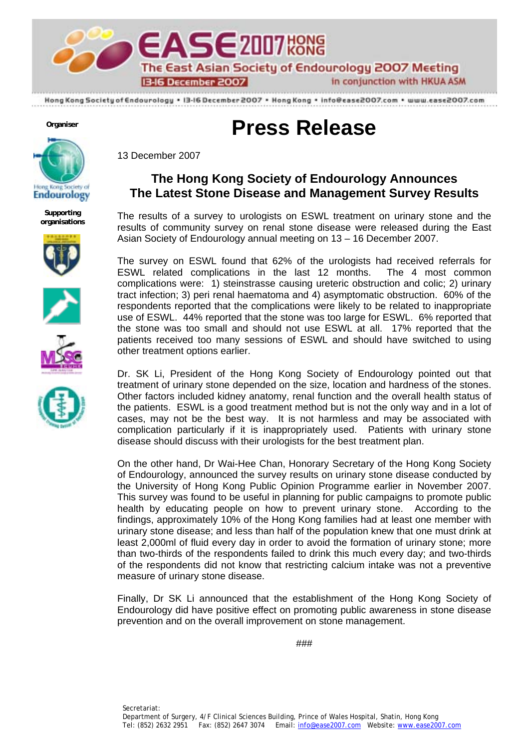# EASE 2007 HONG KONG

The East Asian Society of Endourology 2007 Meeting

13-16 December 2007 in conjunction with HKUA ASM

Hong Kong Society of Endourology • 13-16 December 2007 • Hong Kong • info@ease2007.com • www.ease2007.com

Organiser

Hong Kong Society of Endourology

Supporting organisations

# Press Release

13 December 2007

## The Hong Kong Society of Endourology Announces The Latest Stone Disease and Management Survey Results

The results of a survey to urologists on ESWL treatment on urinary stone and the results of community survey on renal stone disease were released during the East Asian Society of Endourology annual meeting on 13 – 16 December 2007.

The survey on ESWL found that 62% of the urologists had received referrals for ESWL related complications in the last 12 months. The 4 most common complications were: 1) steinstrasse causing ureteric obstruction and colic; 2) urinary tract infection; 3) peri renal haematoma and 4) asymptomatic obstruction. 60% of the respondents reported that the complications were likely to be related to inappropriate use of ESWL. 44% reported that the stone was too large for ESWL. 6% reported that the stone was too small and should not use ESWL at all. 17% reported that the patients received too many sessions of ESWL and should have switched to using other treatment options earlier.

Dr. SK Li, President of the Hong Kong Society of Endourology pointed out that treatment of urinary stone depended on the size, location and hardness of the stones. Other factors included kidney anatomy, renal function and the overall health status of the patients. ESWL is a good treatment method but is not the only way and in a lot of cases, may not be the best way. It is not harmless and may be associated with complication particularly if it is inappropriately used. Patients with urinary stone disease should discuss with their urologists for the best treatment plan.

On the other hand, Dr Wai-Hee Chan, Honorary Secretary of the Hong Kong Society of Endourology, announced the survey results on urinary stone disease conducted by the University of Hong Kong Public Opinion Programme earlier in November 2007. This survey was found to be useful in planning for public campaigns to promote public health by educating people on how to prevent urinary stone. According to the findings, approximately 10% of the Hong Kong families had at least one member with urinary stone disease; and less than half of the population knew that one must drink at least 2,000ml of fluid every day in order to avoid the formation of urinary stone; more than two-thirds of the respondents failed to drink this much every day; and two-thirds of the respondents did not know that restricting calcium intake was not a preventive measure of urinary stone disease.

Finally, Dr SK Li announced that the establishment of the Hong Kong Society of Endourology did have positive effect on promoting public awareness in stone disease prevention and on the overall improvement on stone management.

###

Secretariat:
Department of Surgery, 4/F Clinical Sciences Building, Prince of Wales Hospital, Shatin, Hong Kong
Tel: (852) 2632 2951 Fax: (852) 2647 3074 Email: info@ease2007.com Website: www.ease2007.com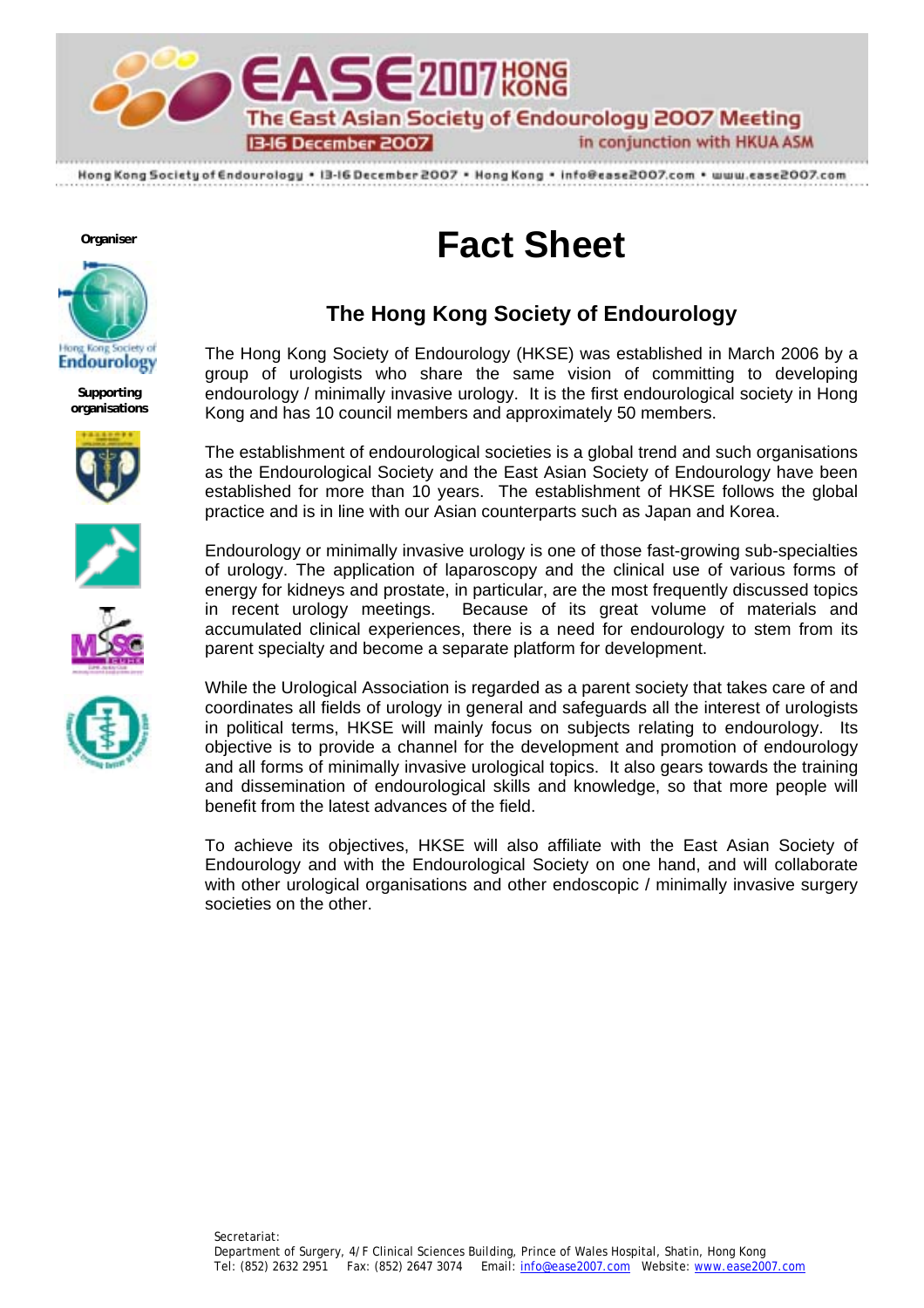EASE 2007 HONG KONG
The East Asian Society of Endourology 2007 Meeting
13-16 December 2007
in conjunction with HKUA ASM

Hong Kong Society of Endourology • 13-16 December 2007 • Hong Kong • info@ease2007.com • www.ease2007.com

**Organiser**

Hong Kong Society of Endourology

**Supporting organisations**

# Fact Sheet

## The Hong Kong Society of Endourology

The Hong Kong Society of Endourology (HKSE) was established in March 2006 by a group of urologists who share the same vision of committing to developing endourology / minimally invasive urology. It is the first endourological society in Hong Kong and has 10 council members and approximately 50 members.

The establishment of endourological societies is a global trend and such organisations as the Endourological Society and the East Asian Society of Endourology have been established for more than 10 years. The establishment of HKSE follows the global practice and is in line with our Asian counterparts such as Japan and Korea.

Endourology or minimally invasive urology is one of those fast-growing sub-specialties of urology. The application of laparoscopy and the clinical use of various forms of energy for kidneys and prostate, in particular, are the most frequently discussed topics in recent urology meetings. Because of its great volume of materials and accumulated clinical experiences, there is a need for endourology to stem from its parent specialty and become a separate platform for development.

While the Urological Association is regarded as a parent society that takes care of and coordinates all fields of urology in general and safeguards all the interest of urologists in political terms, HKSE will mainly focus on subjects relating to endourology. Its objective is to provide a channel for the development and promotion of endourology and all forms of minimally invasive urological topics. It also gears towards the training and dissemination of endourological skills and knowledge, so that more people will benefit from the latest advances of the field.

To achieve its objectives, HKSE will also affiliate with the East Asian Society of Endourology and with the Endourological Society on one hand, and will collaborate with other urological organisations and other endoscopic / minimally invasive surgery societies on the other.

Secretariat:
Department of Surgery, 4/F Clinical Sciences Building, Prince of Wales Hospital, Shatin, Hong Kong
Tel: (852) 2632 2951 Fax: (852) 2647 3074 Email: info@ease2007.com Website: www.ease2007.com